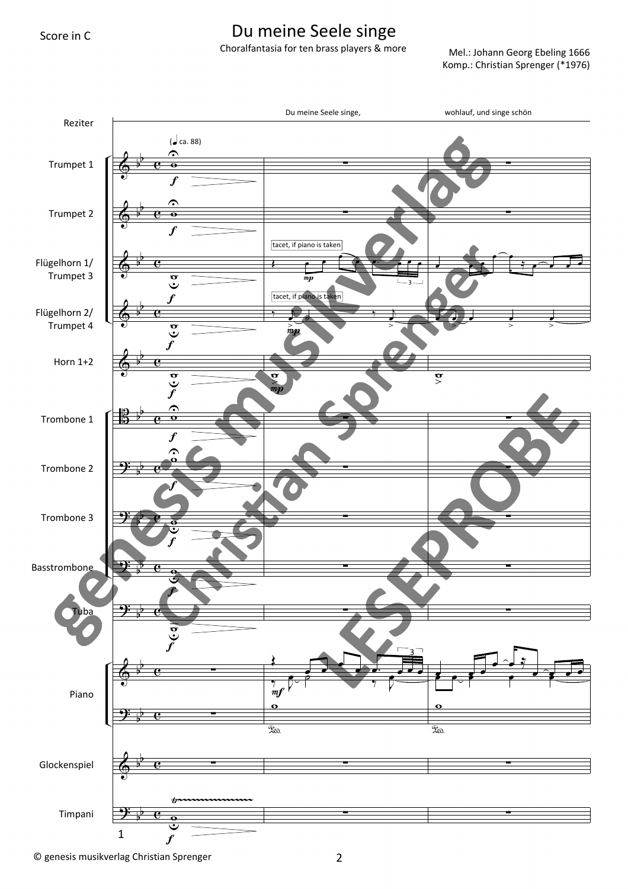Score in C

# Du meine Seele singe

Choralfantasia for ten brass players & more

Mel.: Johann Georg Ebeling 1666
Komp.: Christian Sprenger (*1976)

Reziter: Du meine Seele singe, wohlauf, und singe schön

(♩ ca. 88)

Trumpet 1

Trumpet 2

Flügelhorn 1/ Trumpet 3 — tacet, if piano is taken

Flügelhorn 2/ Trumpet 4 — tacet, if piano is taken

Horn 1+2

Trombone 1

Trombone 2

Trombone 3

Basstrombone

Tuba

Piano

Glockenspiel

Timpani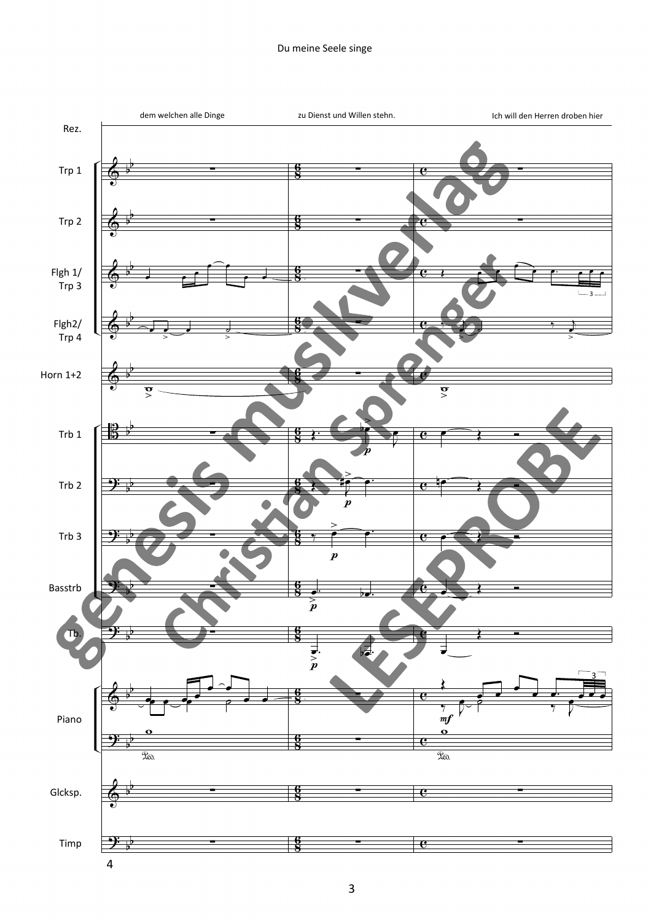dem welchen alle Dinge

zu Dienst und Willen stehn.

Ich will den Herren droben hier

Rez.

Trp 1

Trp 2

Flgh 1/
Trp 3

Flgh2/
Trp 4

Horn 1+2

Trb 1

Trb 2

Trb 3

Basstrb

Tb.

Piano

Glcksp.

Timp

4

genesis musikverlag
Christian Sprenger
LESEPROBE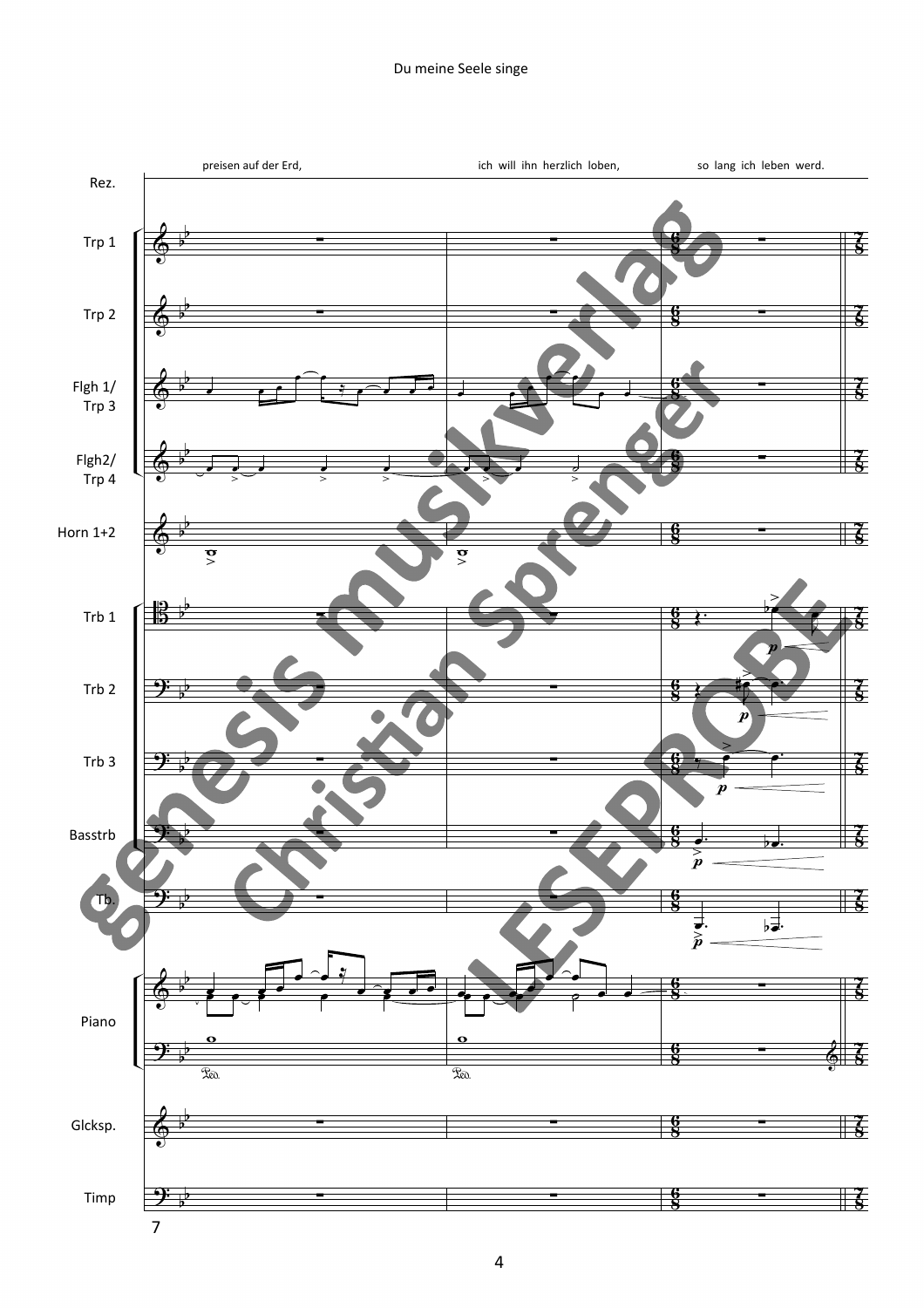preisen auf der Erd, ich will ihn herzlich loben, so lang ich leben werd.

Rez.

Trp 1

Trp 2

Flgh 1/ Trp 3

Flgh2/ Trp 4

Horn 1+2

Trb 1

Trb 2

Trb 3

Basstrb

Tb.

Piano

Glcksp.

Timp

7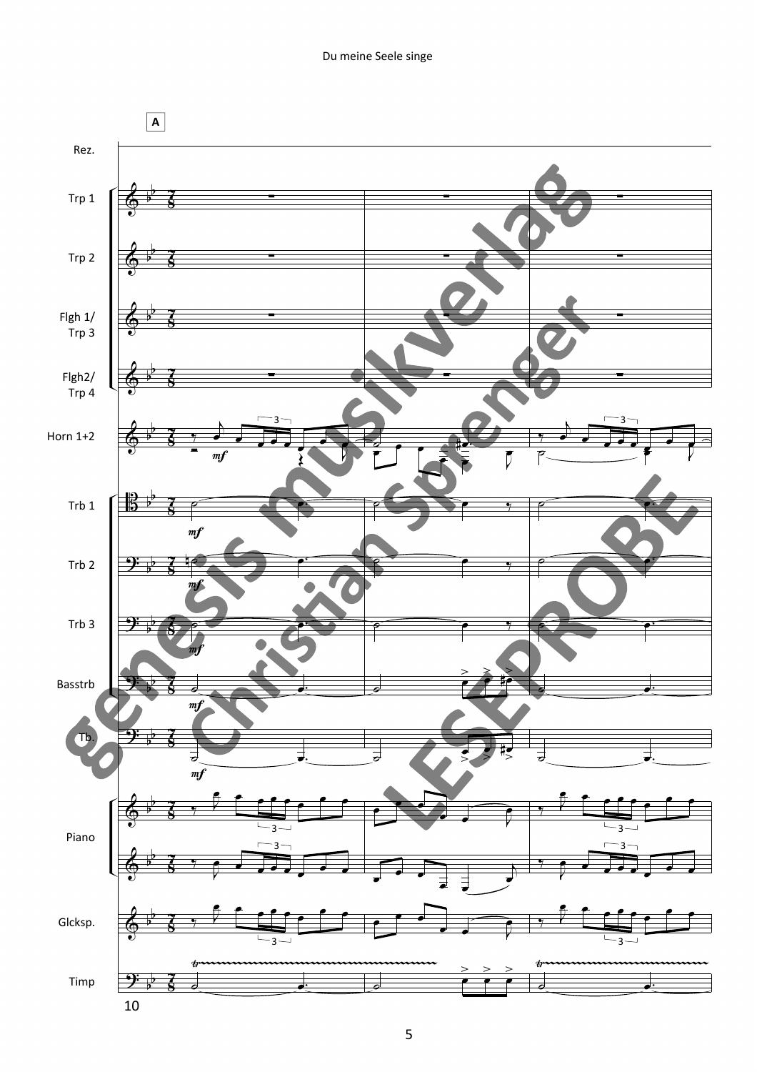A

Rez.

Trp 1

Trp 2

Flgh 1/
Trp 3

Flgh2/
Trp 4

Horn 1+2

Trb 1

Trb 2

Trb 3

Basstrb

Tb.

Piano

Glcksp.

Timp

10

genesis musikverlag

Christian Sprenger

LESEPROBE